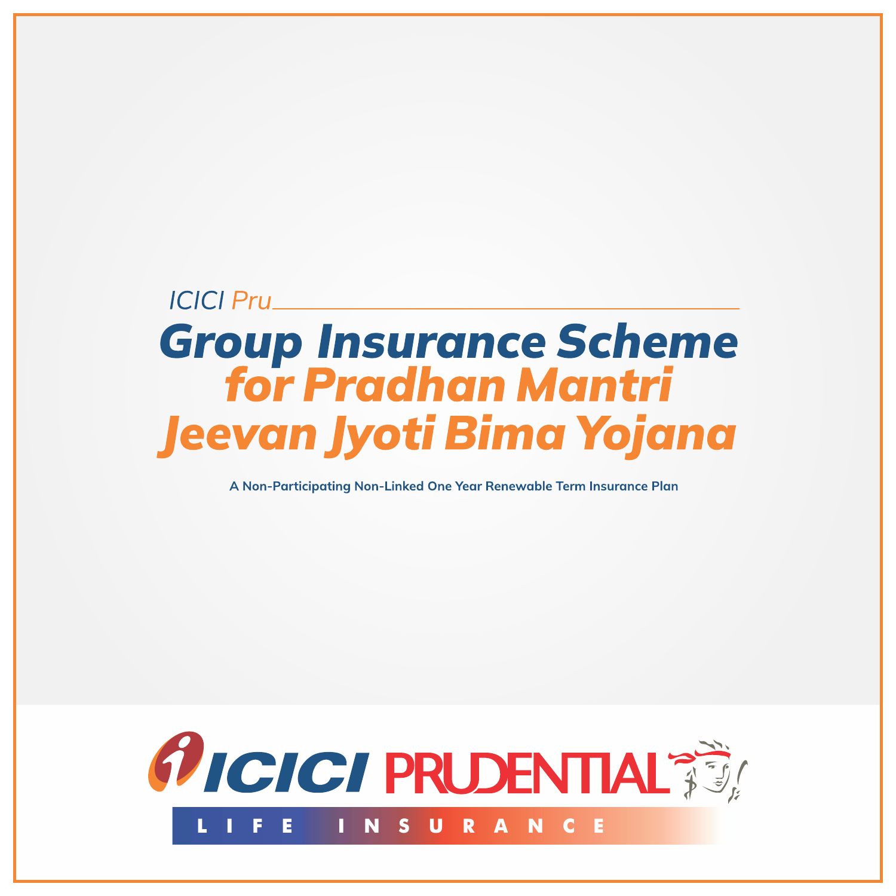ICICI Pru

# Group Insurance Scheme for Pradhan Mantri Jeevan Jyoti Bima Yojana

**A Non-Participating Non-Linked One Year Renewable Term Insurance Plan**

ICICI PRUDENTIAL LIFE INSURANCE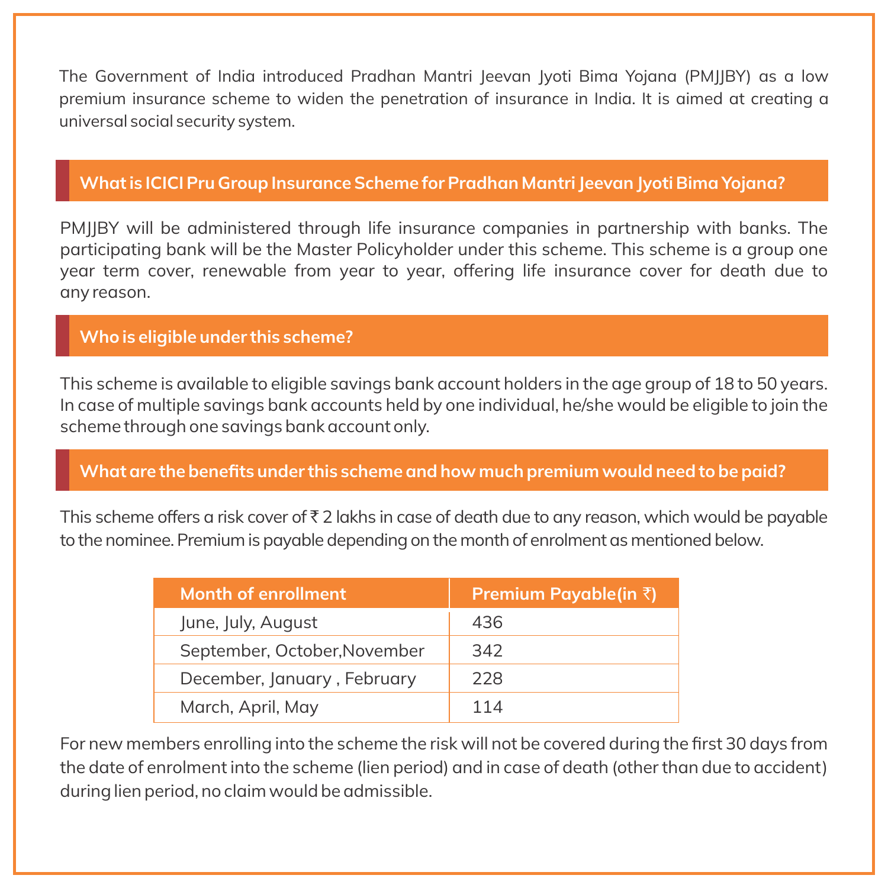The Government of India introduced Pradhan Mantri Jeevan Jyoti Bima Yojana (PMJJBY) as a low premium insurance scheme to widen the penetration of insurance in India. It is aimed at creating a universal social security system.

## What is ICICI Pru Group Insurance Scheme for Pradhan Mantri Jeevan Jyoti Bima Yojana?

PMJJBY will be administered through life insurance companies in partnership with banks. The participating bank will be the Master Policyholder under this scheme. This scheme is a group one year term cover, renewable from year to year, offering life insurance cover for death due to any reason.

## Who is eligible under this scheme?

This scheme is available to eligible savings bank account holders in the age group of 18 to 50 years. In case of multiple savings bank accounts held by one individual, he/she would be eligible to join the scheme through one savings bank account only.

## What are the benefits under this scheme and how much premium would need to be paid?

This scheme offers a risk cover of ₹ 2 lakhs in case of death due to any reason, which would be payable to the nominee. Premium is payable depending on the month of enrolment as mentioned below.

| Month of enrollment | Premium Payable(in ₹) |
|---|---|
| June, July, August | 436 |
| September, October,November | 342 |
| December, January , February | 228 |
| March, April, May | 114 |

For new members enrolling into the scheme the risk will not be covered during the first 30 days from the date of enrolment into the scheme (lien period) and in case of death (other than due to accident) during lien period, no claim would be admissible.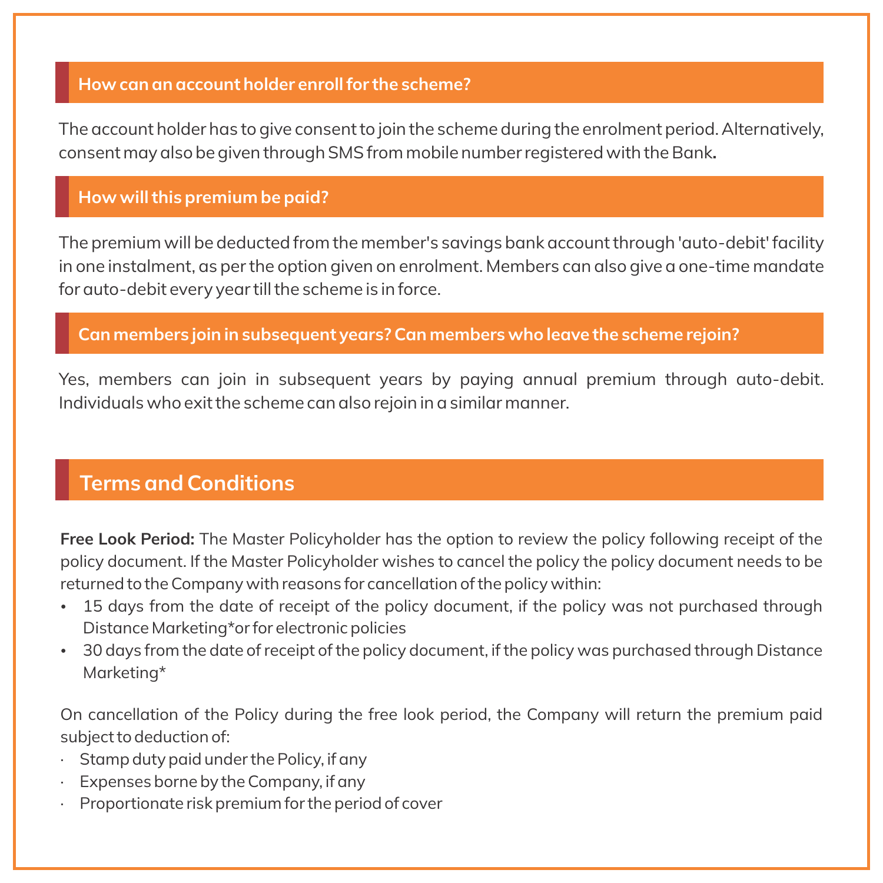### How can an account holder enroll for the scheme?

The account holder has to give consent to join the scheme during the enrolment period. Alternatively, consent may also be given through SMS from mobile number registered with the Bank.

### How will this premium be paid?

The premium will be deducted from the member's savings bank account through 'auto-debit' facility in one instalment, as per the option given on enrolment. Members can also give a one-time mandate for auto-debit every year till the scheme is in force.

### Can members join in subsequent years? Can members who leave the scheme rejoin?

Yes, members can join in subsequent years by paying annual premium through auto-debit. Individuals who exit the scheme can also rejoin in a similar manner.

## Terms and Conditions

**Free Look Period:** The Master Policyholder has the option to review the policy following receipt of the policy document. If the Master Policyholder wishes to cancel the policy the policy document needs to be returned to the Company with reasons for cancellation of the policy within:

- 15 days from the date of receipt of the policy document, if the policy was not purchased through Distance Marketing*or for electronic policies
- 30 days from the date of receipt of the policy document, if the policy was purchased through Distance Marketing*

On cancellation of the Policy during the free look period, the Company will return the premium paid subject to deduction of:

- Stamp duty paid under the Policy, if any
- Expenses borne by the Company, if any
- Proportionate risk premium for the period of cover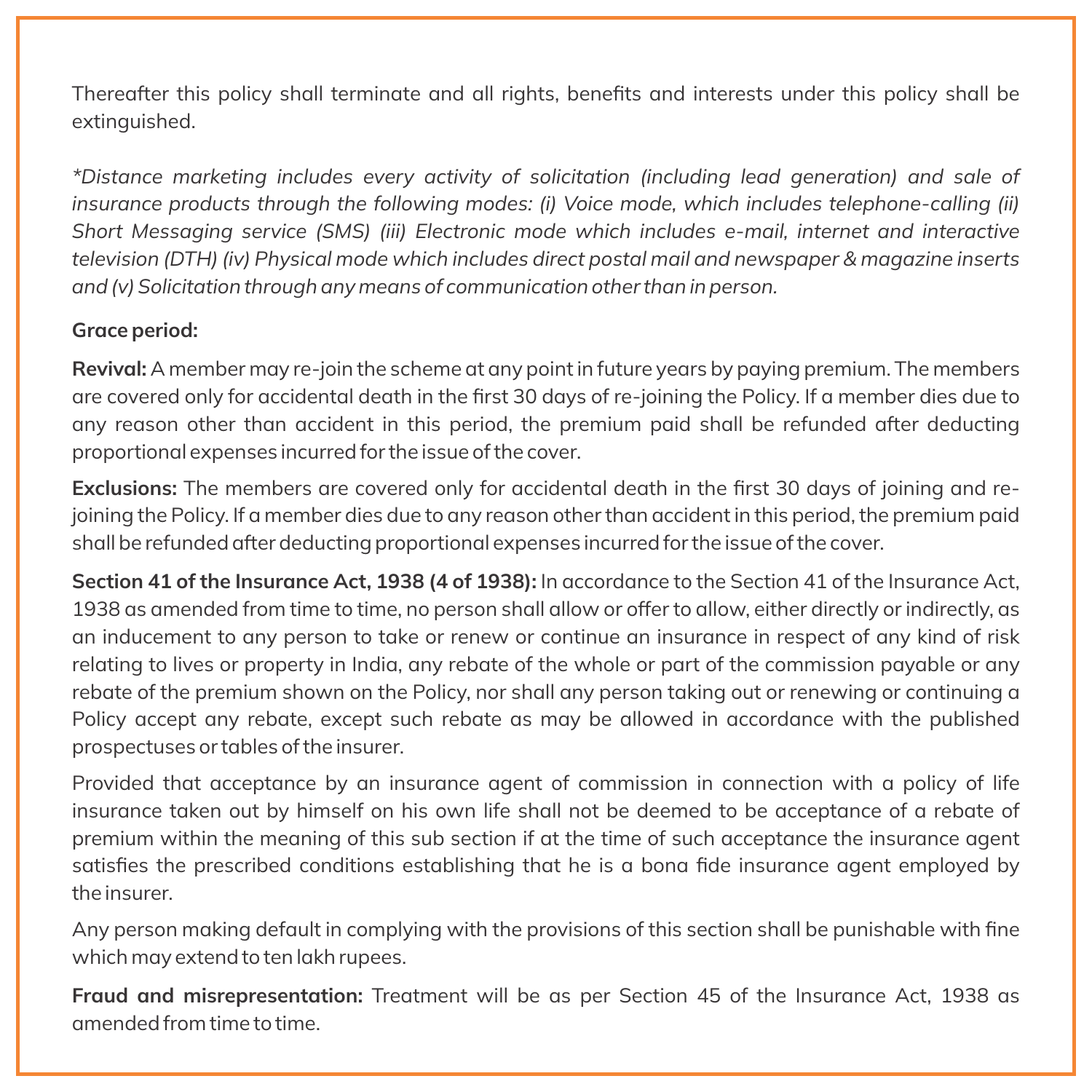Thereafter this policy shall terminate and all rights, benefits and interests under this policy shall be extinguished.

*\*Distance marketing includes every activity of solicitation (including lead generation) and sale of insurance products through the following modes: (i) Voice mode, which includes telephone-calling (ii) Short Messaging service (SMS) (iii) Electronic mode which includes e-mail, internet and interactive television (DTH) (iv) Physical mode which includes direct postal mail and newspaper & magazine inserts and (v) Solicitation through any means of communication other than in person.*

**Grace period:**

**Revival:** A member may re-join the scheme at any point in future years by paying premium. The members are covered only for accidental death in the first 30 days of re-joining the Policy. If a member dies due to any reason other than accident in this period, the premium paid shall be refunded after deducting proportional expenses incurred for the issue of the cover.

**Exclusions:** The members are covered only for accidental death in the first 30 days of joining and re-joining the Policy. If a member dies due to any reason other than accident in this period, the premium paid shall be refunded after deducting proportional expenses incurred for the issue of the cover.

**Section 41 of the Insurance Act, 1938 (4 of 1938):** In accordance to the Section 41 of the Insurance Act, 1938 as amended from time to time, no person shall allow or offer to allow, either directly or indirectly, as an inducement to any person to take or renew or continue an insurance in respect of any kind of risk relating to lives or property in India, any rebate of the whole or part of the commission payable or any rebate of the premium shown on the Policy, nor shall any person taking out or renewing or continuing a Policy accept any rebate, except such rebate as may be allowed in accordance with the published prospectuses or tables of the insurer.

Provided that acceptance by an insurance agent of commission in connection with a policy of life insurance taken out by himself on his own life shall not be deemed to be acceptance of a rebate of premium within the meaning of this sub section if at the time of such acceptance the insurance agent satisfies the prescribed conditions establishing that he is a bona fide insurance agent employed by the insurer.

Any person making default in complying with the provisions of this section shall be punishable with fine which may extend to ten lakh rupees.

**Fraud and misrepresentation:** Treatment will be as per Section 45 of the Insurance Act, 1938 as amended from time to time.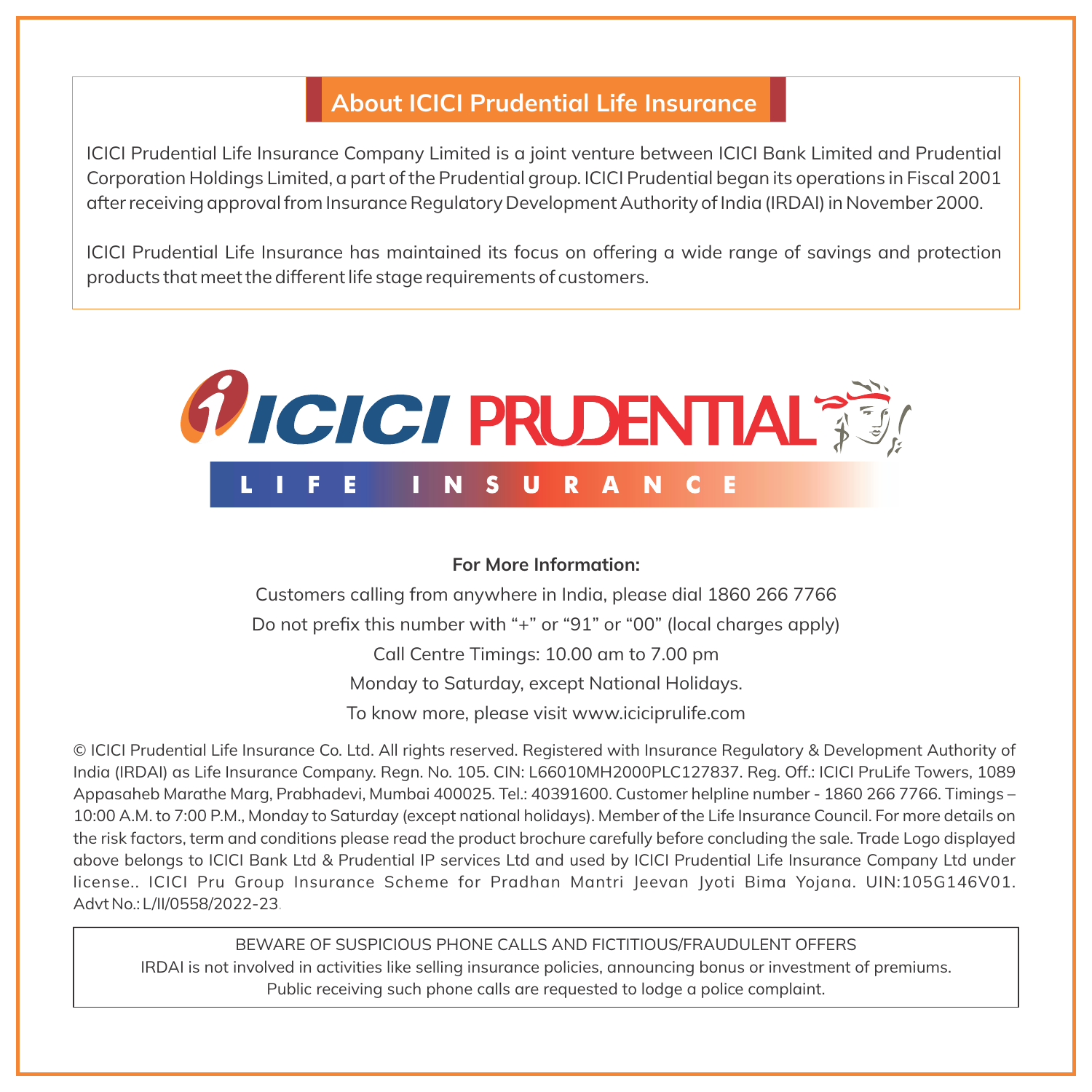## About ICICI Prudential Life Insurance

ICICI Prudential Life Insurance Company Limited is a joint venture between ICICI Bank Limited and Prudential Corporation Holdings Limited, a part of the Prudential group. ICICI Prudential began its operations in Fiscal 2001 after receiving approval from Insurance Regulatory Development Authority of India (IRDAI) in November 2000.

ICICI Prudential Life Insurance has maintained its focus on offering a wide range of savings and protection products that meet the different life stage requirements of customers.

ICICI PRUDENTIAL
LIFE INSURANCE

**For More Information:**

Customers calling from anywhere in India, please dial 1860 266 7766

Do not prefix this number with "+" or "91" or "00" (local charges apply)

Call Centre Timings: 10.00 am to 7.00 pm

Monday to Saturday, except National Holidays.

To know more, please visit www.iciciprulife.com

© ICICI Prudential Life Insurance Co. Ltd. All rights reserved. Registered with Insurance Regulatory & Development Authority of India (IRDAI) as Life Insurance Company. Regn. No. 105. CIN: L66010MH2000PLC127837. Reg. Off.: ICICI PruLife Towers, 1089 Appasaheb Marathe Marg, Prabhadevi, Mumbai 400025. Tel.: 40391600. Customer helpline number - 1860 266 7766. Timings – 10:00 A.M. to 7:00 P.M., Monday to Saturday (except national holidays). Member of the Life Insurance Council. For more details on the risk factors, term and conditions please read the product brochure carefully before concluding the sale. Trade Logo displayed above belongs to ICICI Bank Ltd & Prudential IP services Ltd and used by ICICI Prudential Life Insurance Company Ltd under license.. ICICI Pru Group Insurance Scheme for Pradhan Mantri Jeevan Jyoti Bima Yojana. UIN:105G146V01. Advt No.: L/II/0558/2022-23.

BEWARE OF SUSPICIOUS PHONE CALLS AND FICTITIOUS/FRAUDULENT OFFERS
IRDAI is not involved in activities like selling insurance policies, announcing bonus or investment of premiums.
Public receiving such phone calls are requested to lodge a police complaint.